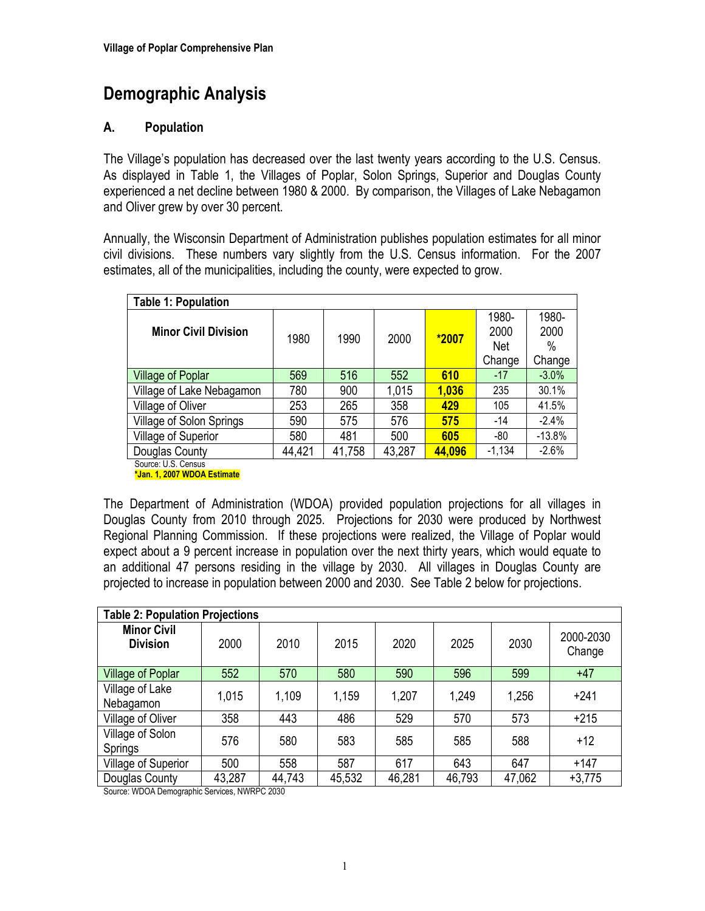# Demographic Analysis

## A. Population

The Village's population has decreased over the last twenty years according to the U.S. Census. As displayed in Table 1, the Villages of Poplar, Solon Springs, Superior and Douglas County experienced a net decline between 1980 & 2000. By comparison, the Villages of Lake Nebagamon and Oliver grew by over 30 percent.

Annually, the Wisconsin Department of Administration publishes population estimates for all minor civil divisions. These numbers vary slightly from the U.S. Census information. For the 2007 estimates, all of the municipalities, including the county, were expected to grow.

**Table 1: Population**

| Minor Civil Division | 1980 | 1990 | 2000 | *2007 | 1980-2000 Net Change | 1980-2000 % Change |
|---|---|---|---|---|---|---|
| Village of Poplar | 569 | 516 | 552 | **610** | -17 | -3.0% |
| Village of Lake Nebagamon | 780 | 900 | 1,015 | **1,036** | 235 | 30.1% |
| Village of Oliver | 253 | 265 | 358 | **429** | 105 | 41.5% |
| Village of Solon Springs | 590 | 575 | 576 | **575** | -14 | -2.4% |
| Village of Superior | 580 | 481 | 500 | **605** | -80 | -13.8% |
| Douglas County | 44,421 | 41,758 | 43,287 | **44,096** | -1,134 | -2.6% |

Source: U.S. Census
***Jan. 1, 2007 WDOA Estimate**

The Department of Administration (WDOA) provided population projections for all villages in Douglas County from 2010 through 2025. Projections for 2030 were produced by Northwest Regional Planning Commission. If these projections were realized, the Village of Poplar would expect about a 9 percent increase in population over the next thirty years, which would equate to an additional 47 persons residing in the village by 2030. All villages in Douglas County are projected to increase in population between 2000 and 2030. See Table 2 below for projections.

**Table 2: Population Projections**

| Minor Civil Division | 2000 | 2010 | 2015 | 2020 | 2025 | 2030 | 2000-2030 Change |
|---|---|---|---|---|---|---|---|
| Village of Poplar | 552 | 570 | 580 | 590 | 596 | 599 | +47 |
| Village of Lake Nebagamon | 1,015 | 1,109 | 1,159 | 1,207 | 1,249 | 1,256 | +241 |
| Village of Oliver | 358 | 443 | 486 | 529 | 570 | 573 | +215 |
| Village of Solon Springs | 576 | 580 | 583 | 585 | 585 | 588 | +12 |
| Village of Superior | 500 | 558 | 587 | 617 | 643 | 647 | +147 |
| Douglas County | 43,287 | 44,743 | 45,532 | 46,281 | 46,793 | 47,062 | +3,775 |

Source: WDOA Demographic Services, NWRPC 2030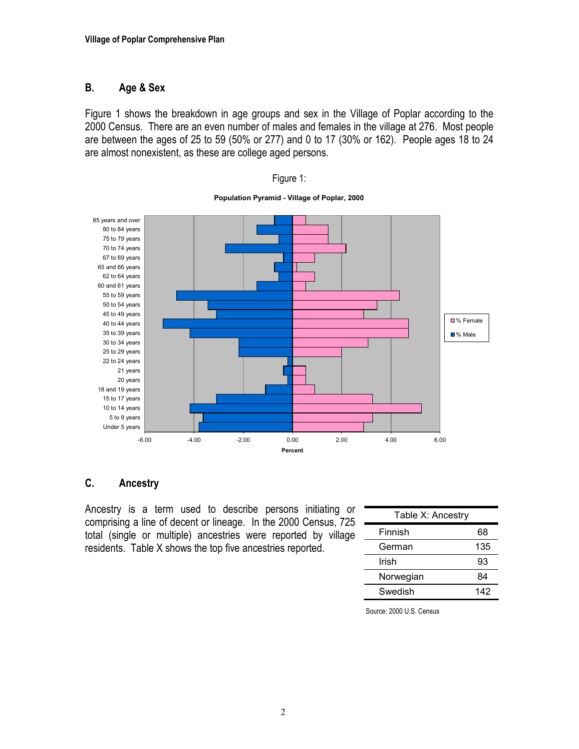## B. Age & Sex

Figure 1 shows the breakdown in age groups and sex in the Village of Poplar according to the 2000 Census. There are an even number of males and females in the village at 276. Most people are between the ages of 25 to 59 (50% or 277) and 0 to 17 (30% or 162). People ages 18 to 24 are almost nonexistent, as these are college aged persons.

Figure 1:

**Population Pyramid - Village of Poplar, 2000**

## C. Ancestry

Ancestry is a term used to describe persons initiating or comprising a line of decent or lineage. In the 2000 Census, 725 total (single or multiple) ancestries were reported by village residents. Table X shows the top five ancestries reported.

| Table X: Ancestry | |
|---|---|
| Finnish | 68 |
| German | 135 |
| Irish | 93 |
| Norwegian | 84 |
| Swedish | 142 |

Source: 2000 U.S. Census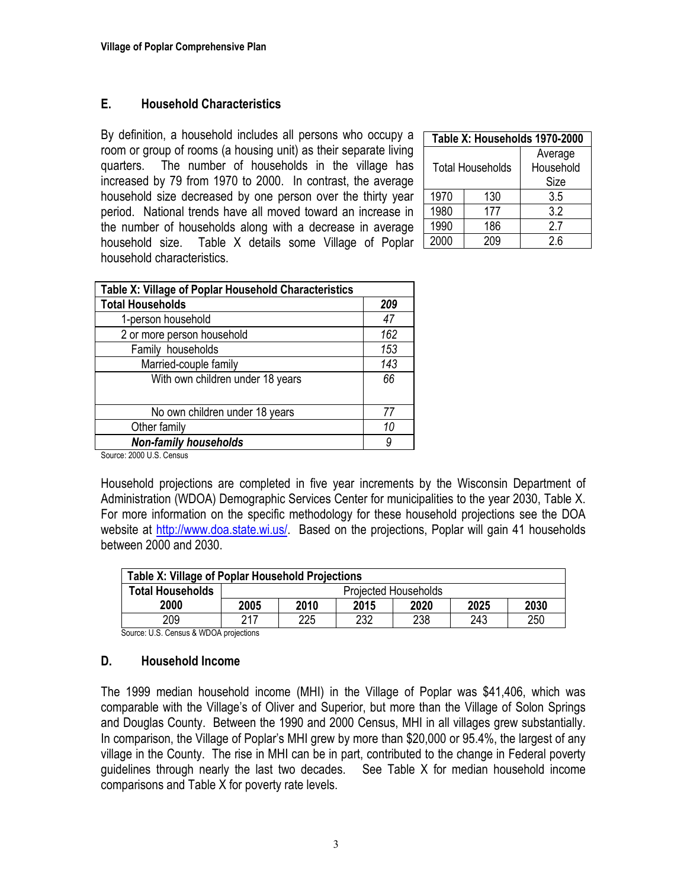## E. Household Characteristics

By definition, a household includes all persons who occupy a room or group of rooms (a housing unit) as their separate living quarters. The number of households in the village has increased by 79 from 1970 to 2000. In contrast, the average household size decreased by one person over the thirty year period. National trends have all moved toward an increase in the number of households along with a decrease in average household size. Table X details some Village of Poplar household characteristics.

| Table X: Households 1970-2000 | | |
|---|---|---|
| | Total Households | Average Household Size |
| 1970 | 130 | 3.5 |
| 1980 | 177 | 3.2 |
| 1990 | 186 | 2.7 |
| 2000 | 209 | 2.6 |

| Table X: Village of Poplar Household Characteristics | |
|---|---|
| **Total Households** | ***209*** |
| 1-person household | *47* |
| 2 or more person household | *162* |
| Family households | *153* |
| Married-couple family | *143* |
| With own children under 18 years | *66* |
| No own children under 18 years | *77* |
| Other family | *10* |
| ***Non-family households*** | *9* |

Source: 2000 U.S. Census

Household projections are completed in five year increments by the Wisconsin Department of Administration (WDOA) Demographic Services Center for municipalities to the year 2030, Table X. For more information on the specific methodology for these household projections see the DOA website at http://www.doa.state.wi.us/. Based on the projections, Poplar will gain 41 households between 2000 and 2030.

| Table X: Village of Poplar Household Projections | | | | | | |
|---|---|---|---|---|---|---|
| **Total Households** | Projected Households | | | | | |
| **2000** | **2005** | **2010** | **2015** | **2020** | **2025** | **2030** |
| 209 | 217 | 225 | 232 | 238 | 243 | 250 |

Source: U.S. Census & WDOA projections

## D. Household Income

The 1999 median household income (MHI) in the Village of Poplar was $41,406, which was comparable with the Village's of Oliver and Superior, but more than the Village of Solon Springs and Douglas County. Between the 1990 and 2000 Census, MHI in all villages grew substantially. In comparison, the Village of Poplar's MHI grew by more than $20,000 or 95.4%, the largest of any village in the County. The rise in MHI can be in part, contributed to the change in Federal poverty guidelines through nearly the last two decades. See Table X for median household income comparisons and Table X for poverty rate levels.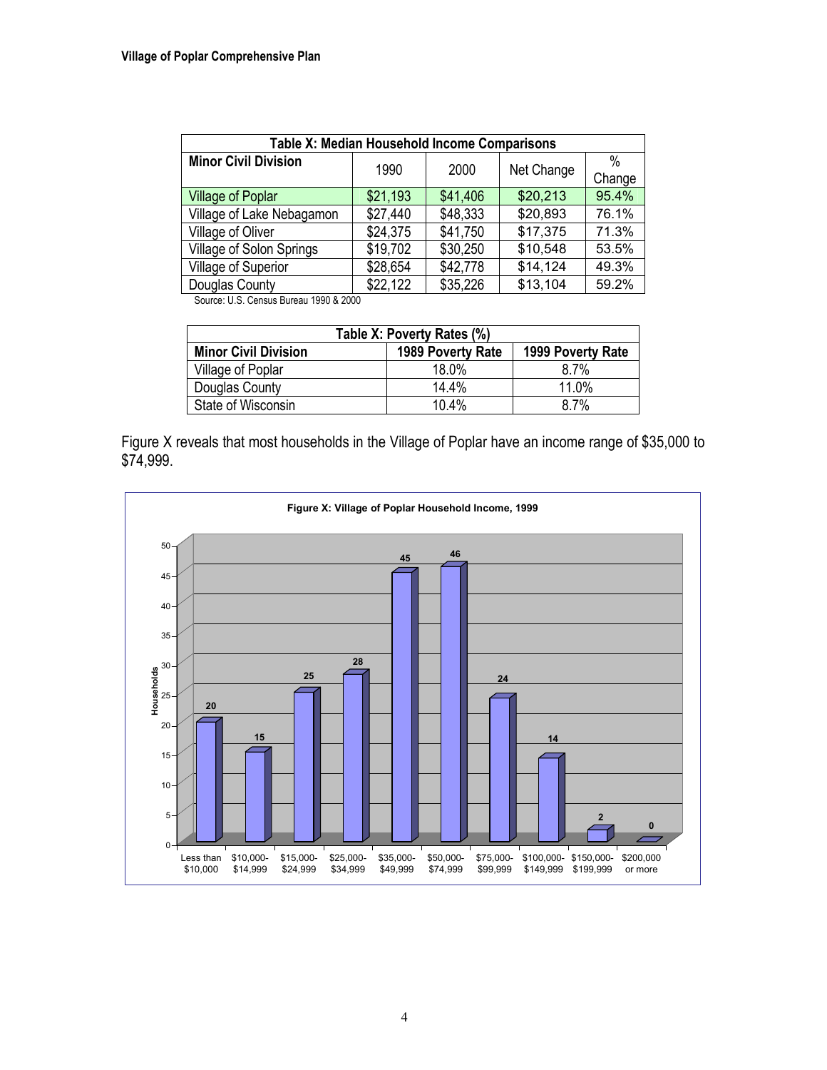| Table X: Median Household Income Comparisons | | | | |
|---|---|---|---|---|
| **Minor Civil Division** | 1990 | 2000 | Net Change | % Change |
| Village of Poplar | $21,193 | $41,406 | $20,213 | 95.4% |
| Village of Lake Nebagamon | $27,440 | $48,333 | $20,893 | 76.1% |
| Village of Oliver | $24,375 | $41,750 | $17,375 | 71.3% |
| Village of Solon Springs | $19,702 | $30,250 | $10,548 | 53.5% |
| Village of Superior | $28,654 | $42,778 | $14,124 | 49.3% |
| Douglas County | $22,122 | $35,226 | $13,104 | 59.2% |

Source: U.S. Census Bureau 1990 & 2000

| Table X: Poverty Rates (%) | | |
|---|---|---|
| **Minor Civil Division** | **1989 Poverty Rate** | **1999 Poverty Rate** |
| Village of Poplar | 18.0% | 8.7% |
| Douglas County | 14.4% | 11.0% |
| State of Wisconsin | 10.4% | 8.7% |

Figure X reveals that most households in the Village of Poplar have an income range of $35,000 to $74,999.

**Figure X: Village of Poplar Household Income, 1999**

| Household Income | Households |
|---|---|
| Less than $10,000 | 20 |
| $10,000-$14,999 | 15 |
| $15,000-$24,999 | 25 |
| $25,000-$34,999 | 28 |
| $35,000-$49,999 | 45 |
| $50,000-$74,999 | 46 |
| $75,000-$99,999 | 24 |
| $100,000-$149,999 | 14 |
| $150,000-$199,999 | 2 |
| $200,000 or more | 0 |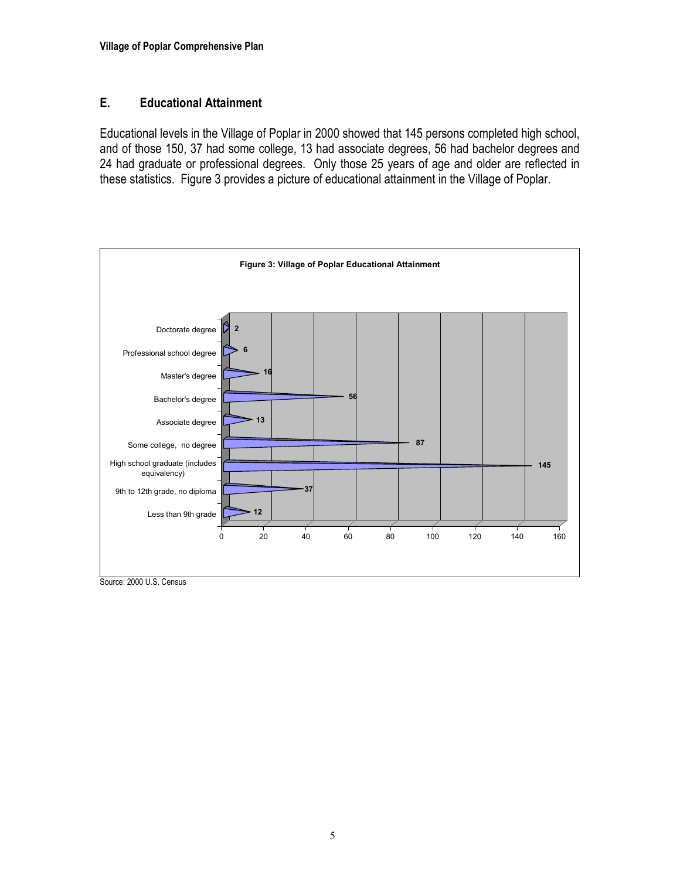## E. Educational Attainment

Educational levels in the Village of Poplar in 2000 showed that 145 persons completed high school, and of those 150, 37 had some college, 13 had associate degrees, 56 had bachelor degrees and 24 had graduate or professional degrees. Only those 25 years of age and older are reflected in these statistics. Figure 3 provides a picture of educational attainment in the Village of Poplar.

**Figure 3: Village of Poplar Educational Attainment**

Doctorate degree 2
Professional school degree 6
Master's degree 16
Bachelor's degree 56
Associate degree 13
Some college, no degree 87
High school graduate (includes equivalency) 145
9th to 12th grade, no diploma 37
Less than 9th grade 12

0 20 40 60 80 100 120 140 160

Source: 2000 U.S. Census